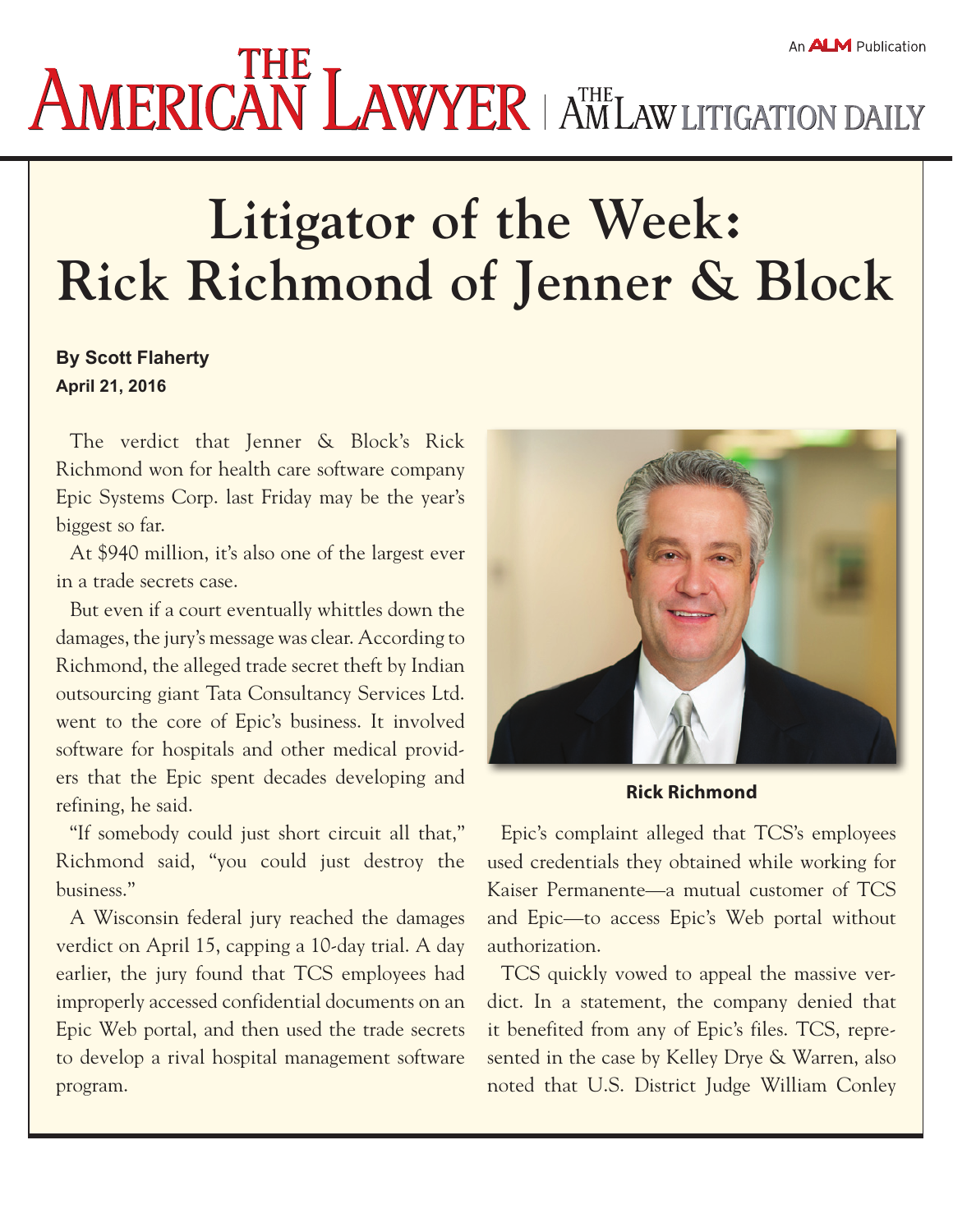# Litigator of the Week: Rick Richmond of Jenner & Block

**By Scott Flaherty**
**April 21, 2016**

The verdict that Jenner & Block's Rick Richmond won for health care software company Epic Systems Corp. last Friday may be the year's biggest so far.

At $940 million, it's also one of the largest ever in a trade secrets case.

But even if a court eventually whittles down the damages, the jury's message was clear. According to Richmond, the alleged trade secret theft by Indian outsourcing giant Tata Consultancy Services Ltd. went to the core of Epic's business. It involved software for hospitals and other medical providers that the Epic spent decades developing and refining, he said.

"If somebody could just short circuit all that," Richmond said, "you could just destroy the business."

A Wisconsin federal jury reached the damages verdict on April 15, capping a 10-day trial. A day earlier, the jury found that TCS employees had improperly accessed confidential documents on an Epic Web portal, and then used the trade secrets to develop a rival hospital management software program.

**Rick Richmond**

Epic's complaint alleged that TCS's employees used credentials they obtained while working for Kaiser Permanente—a mutual customer of TCS and Epic—to access Epic's Web portal without authorization.

TCS quickly vowed to appeal the massive verdict. In a statement, the company denied that it benefited from any of Epic's files. TCS, represented in the case by Kelley Drye & Warren, also noted that U.S. District Judge William Conley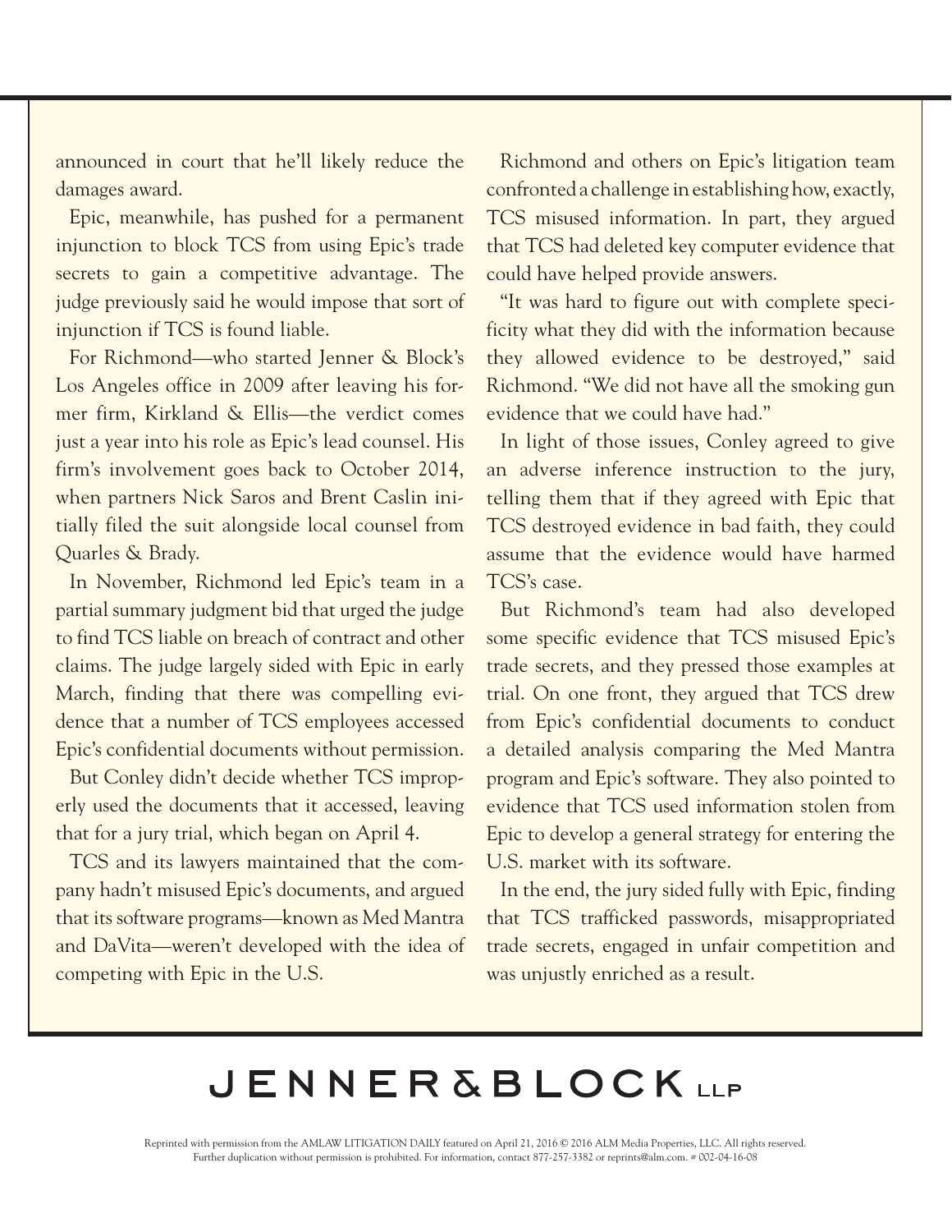announced in court that he'll likely reduce the damages award.

Epic, meanwhile, has pushed for a permanent injunction to block TCS from using Epic's trade secrets to gain a competitive advantage. The judge previously said he would impose that sort of injunction if TCS is found liable.

For Richmond—who started Jenner & Block's Los Angeles office in 2009 after leaving his former firm, Kirkland & Ellis—the verdict comes just a year into his role as Epic's lead counsel. His firm's involvement goes back to October 2014, when partners Nick Saros and Brent Caslin initially filed the suit alongside local counsel from Quarles & Brady.

In November, Richmond led Epic's team in a partial summary judgment bid that urged the judge to find TCS liable on breach of contract and other claims. The judge largely sided with Epic in early March, finding that there was compelling evidence that a number of TCS employees accessed Epic's confidential documents without permission.

But Conley didn't decide whether TCS improperly used the documents that it accessed, leaving that for a jury trial, which began on April 4.

TCS and its lawyers maintained that the company hadn't misused Epic's documents, and argued that its software programs—known as Med Mantra and DaVita—weren't developed with the idea of competing with Epic in the U.S.

Richmond and others on Epic's litigation team confronted a challenge in establishing how, exactly, TCS misused information. In part, they argued that TCS had deleted key computer evidence that could have helped provide answers.

"It was hard to figure out with complete specificity what they did with the information because they allowed evidence to be destroyed," said Richmond. "We did not have all the smoking gun evidence that we could have had."

In light of those issues, Conley agreed to give an adverse inference instruction to the jury, telling them that if they agreed with Epic that TCS destroyed evidence in bad faith, they could assume that the evidence would have harmed TCS's case.

But Richmond's team had also developed some specific evidence that TCS misused Epic's trade secrets, and they pressed those examples at trial. On one front, they argued that TCS drew from Epic's confidential documents to conduct a detailed analysis comparing the Med Mantra program and Epic's software. They also pointed to evidence that TCS used information stolen from Epic to develop a general strategy for entering the U.S. market with its software.

In the end, the jury sided fully with Epic, finding that TCS trafficked passwords, misappropriated trade secrets, engaged in unfair competition and was unjustly enriched as a result.

JENNER & BLOCK LLP

Reprinted with permission from the AMLAW LITIGATION DAILY featured on April 21, 2016 © 2016 ALM Media Properties, LLC. All rights reserved. Further duplication without permission is prohibited. For information, contact 877-257-3382 or reprints@alm.com. # 002-04-16-08